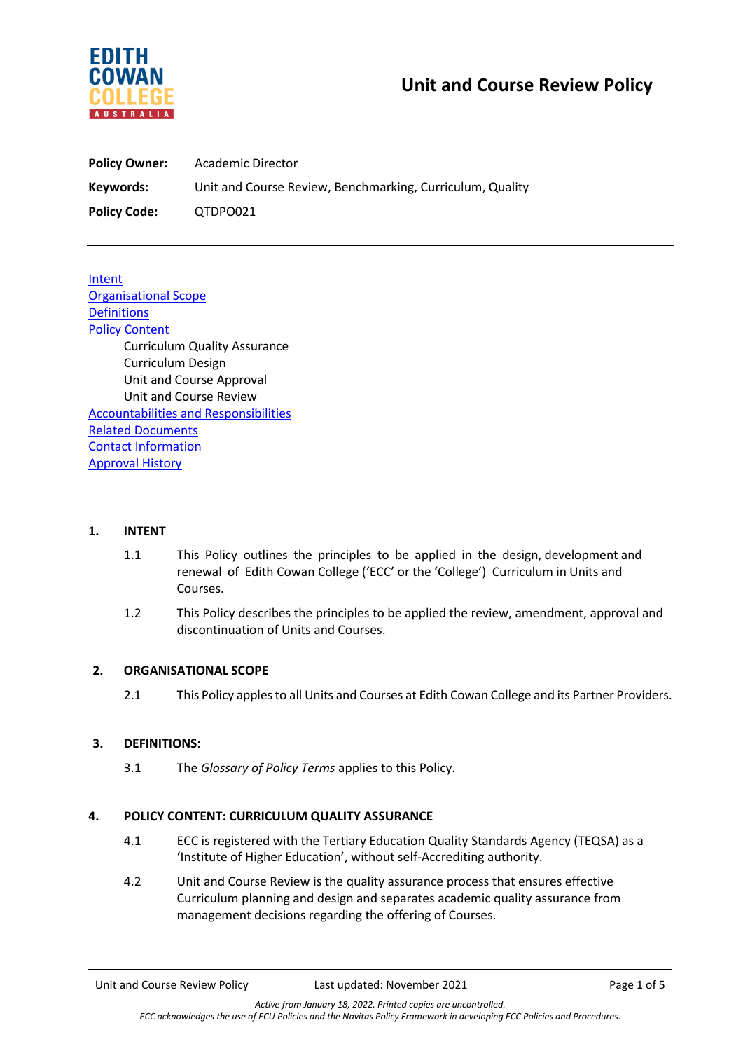# Unit and Course Review Policy

**EDITH COWAN COLLEGE AUSTRALIA**

**Policy Owner:** Academic Director

**Keywords:** Unit and Course Review, Benchmarking, Curriculum, Quality

**Policy Code:** QTDPO021

---

[Intent](#)
[Organisational Scope](#)
[Definitions](#)
[Policy Content](#)
- Curriculum Quality Assurance
- Curriculum Design
- Unit and Course Approval
- Unit and Course Review

[Accountabilities and Responsibilities](#)
[Related Documents](#)
[Contact Information](#)
[Approval History](#)

---

## 1. INTENT

1.1 This Policy outlines the principles to be applied in the design, development and renewal of Edith Cowan College ('ECC' or the 'College') Curriculum in Units and Courses.

1.2 This Policy describes the principles to be applied the review, amendment, approval and discontinuation of Units and Courses.

## 2. ORGANISATIONAL SCOPE

2.1 This Policy apples to all Units and Courses at Edith Cowan College and its Partner Providers.

## 3. DEFINITIONS:

3.1 The *Glossary of Policy Terms* applies to this Policy.

## 4. POLICY CONTENT: CURRICULUM QUALITY ASSURANCE

4.1 ECC is registered with the Tertiary Education Quality Standards Agency (TEQSA) as a 'Institute of Higher Education', without self-Accrediting authority.

4.2 Unit and Course Review is the quality assurance process that ensures effective Curriculum planning and design and separates academic quality assurance from management decisions regarding the offering of Courses.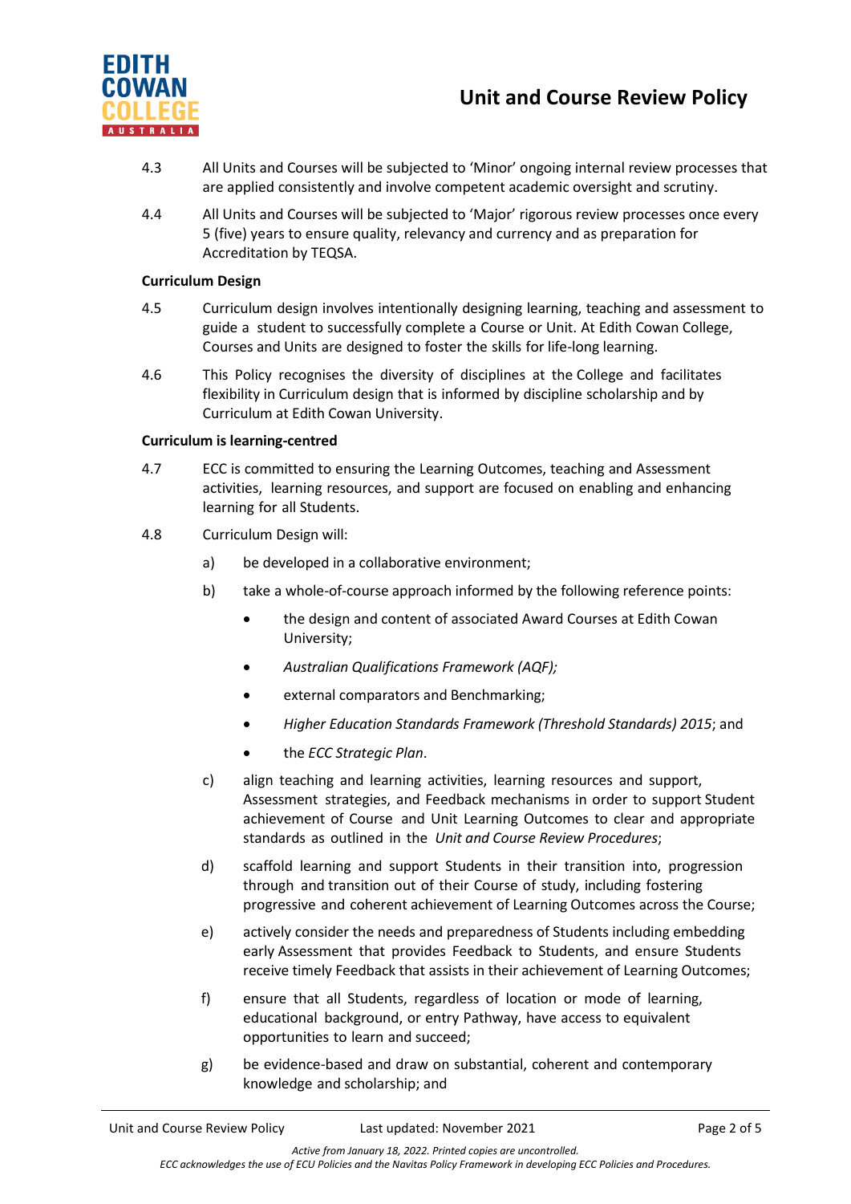4.3 All Units and Courses will be subjected to 'Minor' ongoing internal review processes that are applied consistently and involve competent academic oversight and scrutiny.

4.4 All Units and Courses will be subjected to 'Major' rigorous review processes once every 5 (five) years to ensure quality, relevancy and currency and as preparation for Accreditation by TEQSA.

**Curriculum Design**

4.5 Curriculum design involves intentionally designing learning, teaching and assessment to guide a student to successfully complete a Course or Unit. At Edith Cowan College, Courses and Units are designed to foster the skills for life-long learning.

4.6 This Policy recognises the diversity of disciplines at the College and facilitates flexibility in Curriculum design that is informed by discipline scholarship and by Curriculum at Edith Cowan University.

**Curriculum is learning-centred**

4.7 ECC is committed to ensuring the Learning Outcomes, teaching and Assessment activities, learning resources, and support are focused on enabling and enhancing learning for all Students.

4.8 Curriculum Design will:

a) be developed in a collaborative environment;

b) take a whole-of-course approach informed by the following reference points:

- the design and content of associated Award Courses at Edith Cowan University;
- *Australian Qualifications Framework (AQF);*
- external comparators and Benchmarking;
- *Higher Education Standards Framework (Threshold Standards) 2015*; and
- the *ECC Strategic Plan*.

c) align teaching and learning activities, learning resources and support, Assessment strategies, and Feedback mechanisms in order to support Student achievement of Course and Unit Learning Outcomes to clear and appropriate standards as outlined in the *Unit and Course Review Procedures*;

d) scaffold learning and support Students in their transition into, progression through and transition out of their Course of study, including fostering progressive and coherent achievement of Learning Outcomes across the Course;

e) actively consider the needs and preparedness of Students including embedding early Assessment that provides Feedback to Students, and ensure Students receive timely Feedback that assists in their achievement of Learning Outcomes;

f) ensure that all Students, regardless of location or mode of learning, educational background, or entry Pathway, have access to equivalent opportunities to learn and succeed;

g) be evidence-based and draw on substantial, coherent and contemporary knowledge and scholarship; and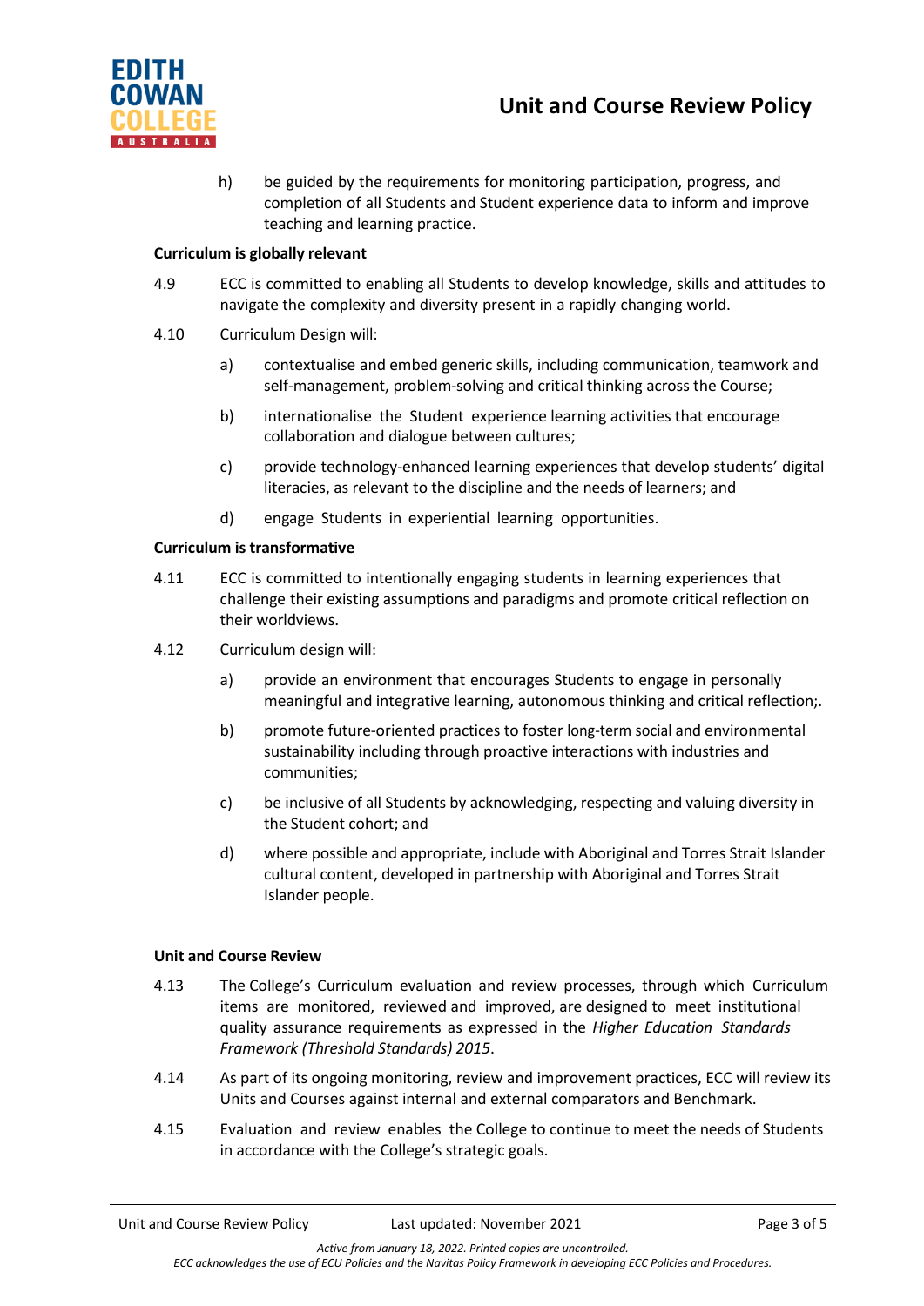h) be guided by the requirements for monitoring participation, progress, and completion of all Students and Student experience data to inform and improve teaching and learning practice.

**Curriculum is globally relevant**

4.9 ECC is committed to enabling all Students to develop knowledge, skills and attitudes to navigate the complexity and diversity present in a rapidly changing world.

4.10 Curriculum Design will:

a) contextualise and embed generic skills, including communication, teamwork and self-management, problem-solving and critical thinking across the Course;

b) internationalise the Student experience learning activities that encourage collaboration and dialogue between cultures;

c) provide technology-enhanced learning experiences that develop students' digital literacies, as relevant to the discipline and the needs of learners; and

d) engage Students in experiential learning opportunities.

**Curriculum is transformative**

4.11 ECC is committed to intentionally engaging students in learning experiences that challenge their existing assumptions and paradigms and promote critical reflection on their worldviews.

4.12 Curriculum design will:

a) provide an environment that encourages Students to engage in personally meaningful and integrative learning, autonomous thinking and critical reflection;.

b) promote future-oriented practices to foster long-term social and environmental sustainability including through proactive interactions with industries and communities;

c) be inclusive of all Students by acknowledging, respecting and valuing diversity in the Student cohort; and

d) where possible and appropriate, include with Aboriginal and Torres Strait Islander cultural content, developed in partnership with Aboriginal and Torres Strait Islander people.

**Unit and Course Review**

4.13 The College's Curriculum evaluation and review processes, through which Curriculum items are monitored, reviewed and improved, are designed to meet institutional quality assurance requirements as expressed in the *Higher Education Standards Framework (Threshold Standards) 2015*.

4.14 As part of its ongoing monitoring, review and improvement practices, ECC will review its Units and Courses against internal and external comparators and Benchmark.

4.15 Evaluation and review enables the College to continue to meet the needs of Students in accordance with the College's strategic goals.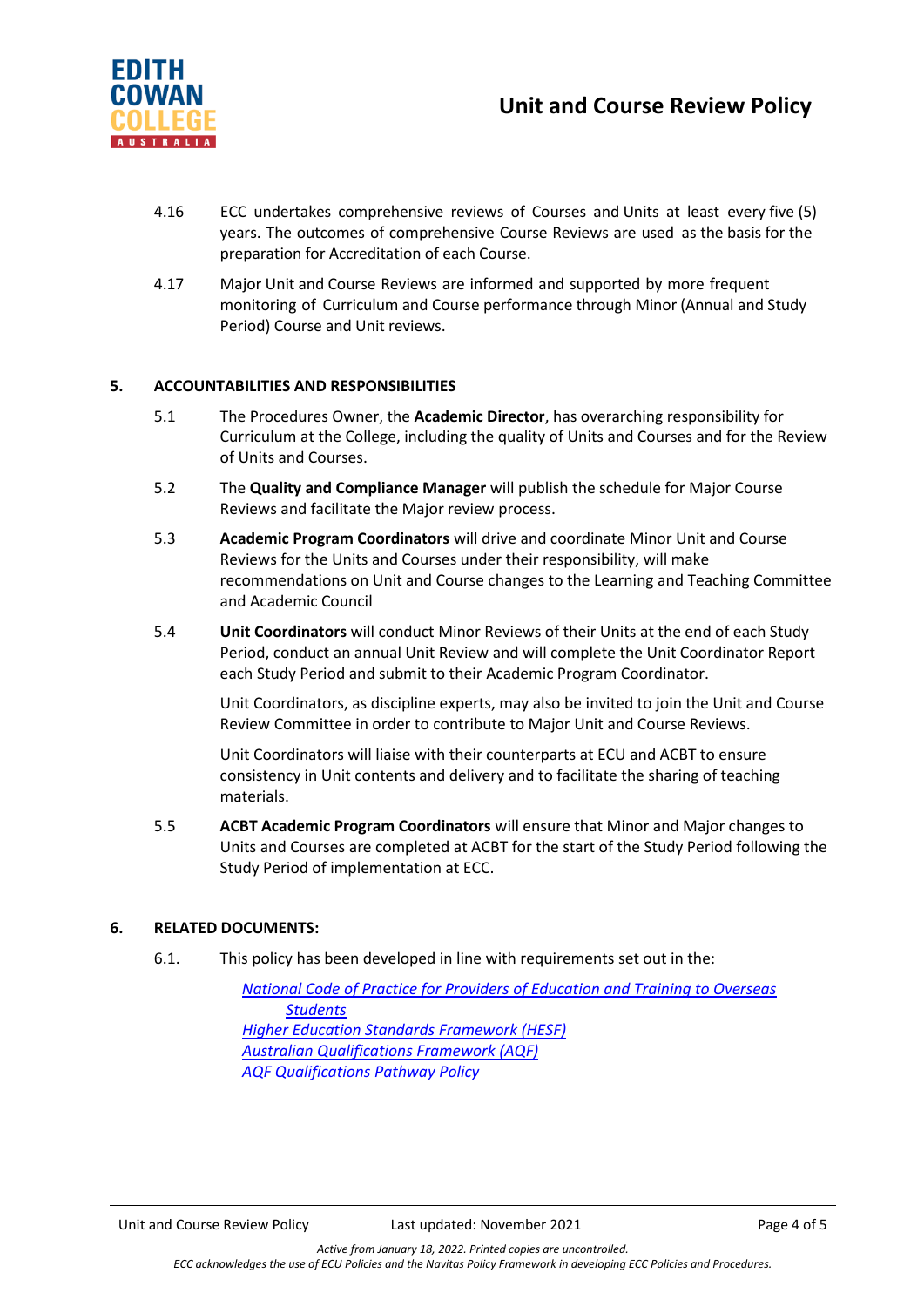4.16 ECC undertakes comprehensive reviews of Courses and Units at least every five (5) years. The outcomes of comprehensive Course Reviews are used as the basis for the preparation for Accreditation of each Course.

4.17 Major Unit and Course Reviews are informed and supported by more frequent monitoring of Curriculum and Course performance through Minor (Annual and Study Period) Course and Unit reviews.

## 5. ACCOUNTABILITIES AND RESPONSIBILITIES

5.1 The Procedures Owner, the **Academic Director**, has overarching responsibility for Curriculum at the College, including the quality of Units and Courses and for the Review of Units and Courses.

5.2 The **Quality and Compliance Manager** will publish the schedule for Major Course Reviews and facilitate the Major review process.

5.3 **Academic Program Coordinators** will drive and coordinate Minor Unit and Course Reviews for the Units and Courses under their responsibility, will make recommendations on Unit and Course changes to the Learning and Teaching Committee and Academic Council

5.4 **Unit Coordinators** will conduct Minor Reviews of their Units at the end of each Study Period, conduct an annual Unit Review and will complete the Unit Coordinator Report each Study Period and submit to their Academic Program Coordinator.

Unit Coordinators, as discipline experts, may also be invited to join the Unit and Course Review Committee in order to contribute to Major Unit and Course Reviews.

Unit Coordinators will liaise with their counterparts at ECU and ACBT to ensure consistency in Unit contents and delivery and to facilitate the sharing of teaching materials.

5.5 **ACBT Academic Program Coordinators** will ensure that Minor and Major changes to Units and Courses are completed at ACBT for the start of the Study Period following the Study Period of implementation at ECC.

## 6. RELATED DOCUMENTS:

6.1. This policy has been developed in line with requirements set out in the:

*National Code of Practice for Providers of Education and Training to Overseas Students*
*Higher Education Standards Framework (HESF)*
*Australian Qualifications Framework (AQF)*
*AQF Qualifications Pathway Policy*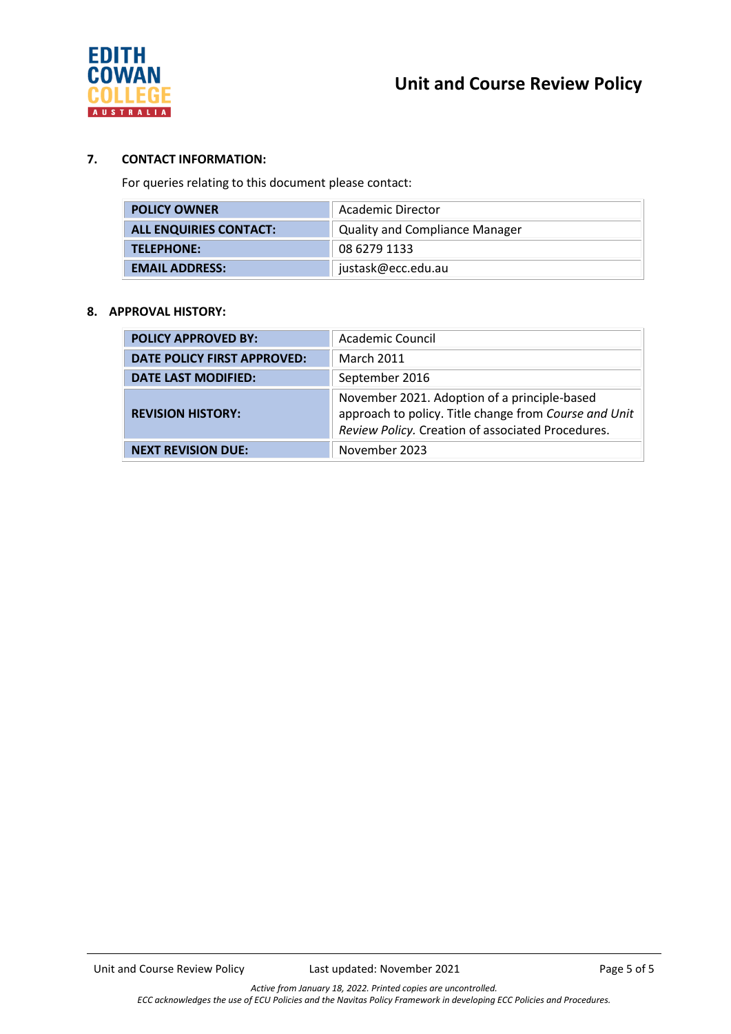## 7. CONTACT INFORMATION:

For queries relating to this document please contact:

| | |
|---|---|
| **POLICY OWNER** | Academic Director |
| **ALL ENQUIRIES CONTACT:** | Quality and Compliance Manager |
| **TELEPHONE:** | 08 6279 1133 |
| **EMAIL ADDRESS:** | justask@ecc.edu.au |

## 8. APPROVAL HISTORY:

| | |
|---|---|
| **POLICY APPROVED BY:** | Academic Council |
| **DATE POLICY FIRST APPROVED:** | March 2011 |
| **DATE LAST MODIFIED:** | September 2016 |
| **REVISION HISTORY:** | November 2021. Adoption of a principle-based approach to policy. Title change from *Course and Unit Review Policy.* Creation of associated Procedures. |
| **NEXT REVISION DUE:** | November 2023 |

*Active from January 18, 2022. Printed copies are uncontrolled.*
*ECC acknowledges the use of ECU Policies and the Navitas Policy Framework in developing ECC Policies and Procedures.*